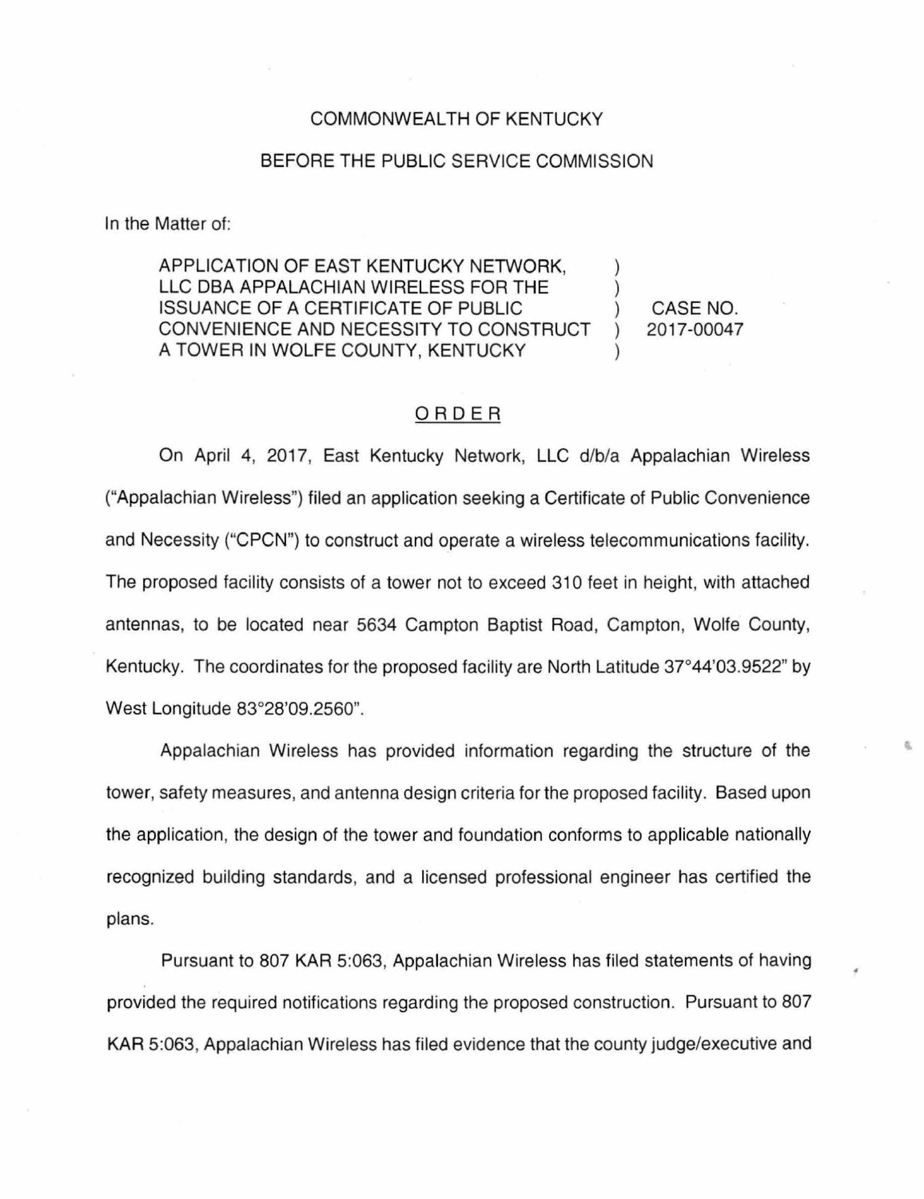COMMONWEALTH OF KENTUCKY

BEFORE THE PUBLIC SERVICE COMMISSION

In the Matter of:

| | | |
|---|---|---|
| APPLICATION OF EAST KENTUCKY NETWORK, LLC DBA APPALACHIAN WIRELESS FOR THE ISSUANCE OF A CERTIFICATE OF PUBLIC CONVENIENCE AND NECESSITY TO CONSTRUCT A TOWER IN WOLFE COUNTY, KENTUCKY | ) ) ) ) ) | CASE NO. 2017-00047 |

## ORDER

On April 4, 2017, East Kentucky Network, LLC d/b/a Appalachian Wireless ("Appalachian Wireless") filed an application seeking a Certificate of Public Convenience and Necessity ("CPCN") to construct and operate a wireless telecommunications facility. The proposed facility consists of a tower not to exceed 310 feet in height, with attached antennas, to be located near 5634 Campton Baptist Road, Campton, Wolfe County, Kentucky. The coordinates for the proposed facility are North Latitude 37°44'03.9522" by West Longitude 83°28'09.2560".

Appalachian Wireless has provided information regarding the structure of the tower, safety measures, and antenna design criteria for the proposed facility. Based upon the application, the design of the tower and foundation conforms to applicable nationally recognized building standards, and a licensed professional engineer has certified the plans.

Pursuant to 807 KAR 5:063, Appalachian Wireless has filed statements of having provided the required notifications regarding the proposed construction. Pursuant to 807 KAR 5:063, Appalachian Wireless has filed evidence that the county judge/executive and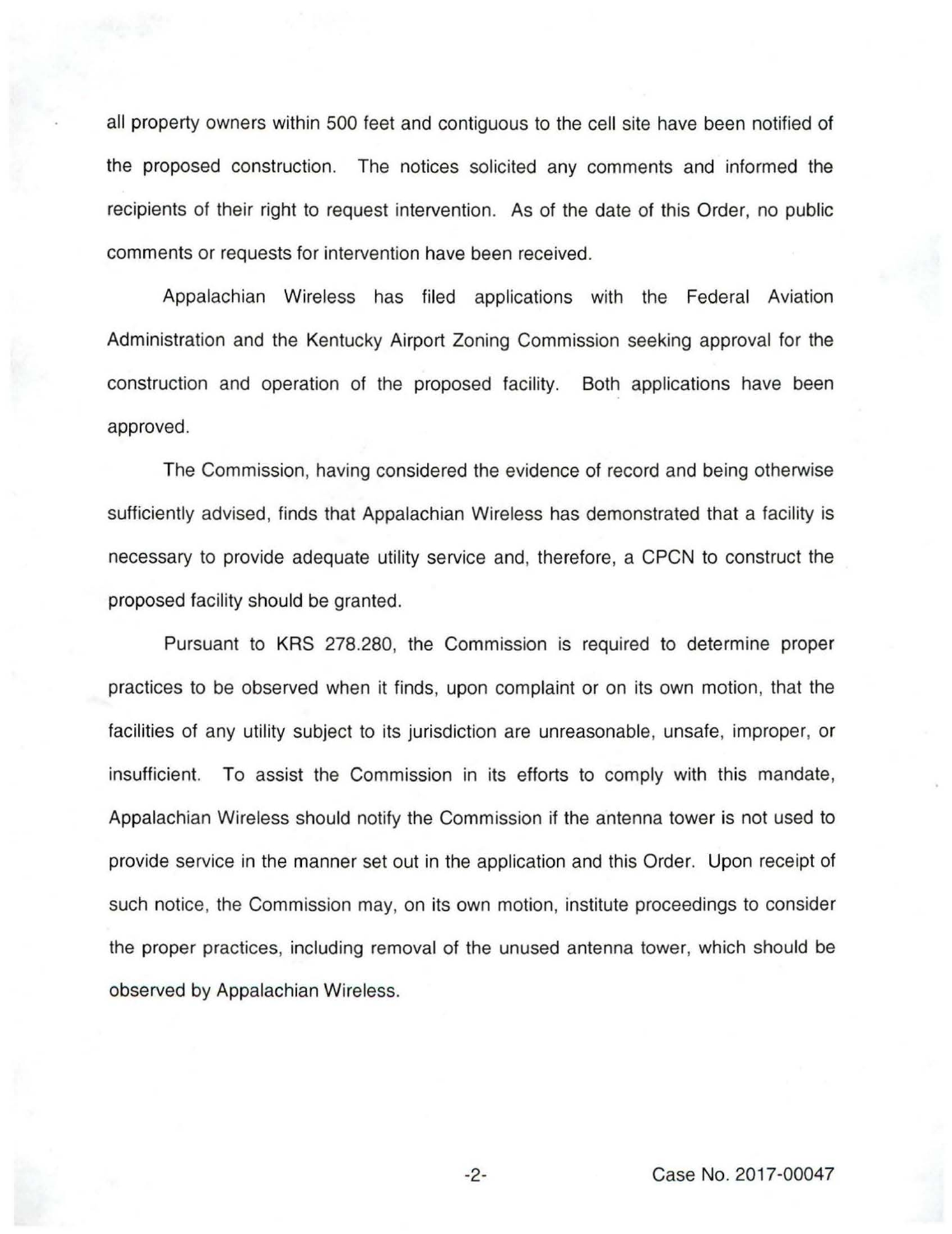all property owners within 500 feet and contiguous to the cell site have been notified of the proposed construction. The notices solicited any comments and informed the recipients of their right to request intervention. As of the date of this Order, no public comments or requests for intervention have been received.

Appalachian Wireless has filed applications with the Federal Aviation Administration and the Kentucky Airport Zoning Commission seeking approval for the construction and operation of the proposed facility. Both applications have been approved.

The Commission, having considered the evidence of record and being otherwise sufficiently advised, finds that Appalachian Wireless has demonstrated that a facility is necessary to provide adequate utility service and, therefore, a CPCN to construct the proposed facility should be granted.

Pursuant to KRS 278.280, the Commission is required to determine proper practices to be observed when it finds, upon complaint or on its own motion, that the facilities of any utility subject to its jurisdiction are unreasonable, unsafe, improper, or insufficient. To assist the Commission in its efforts to comply with this mandate, Appalachian Wireless should notify the Commission if the antenna tower is not used to provide service in the manner set out in the application and this Order. Upon receipt of such notice, the Commission may, on its own motion, institute proceedings to consider the proper practices, including removal of the unused antenna tower, which should be observed by Appalachian Wireless.

Case No. 2017-00047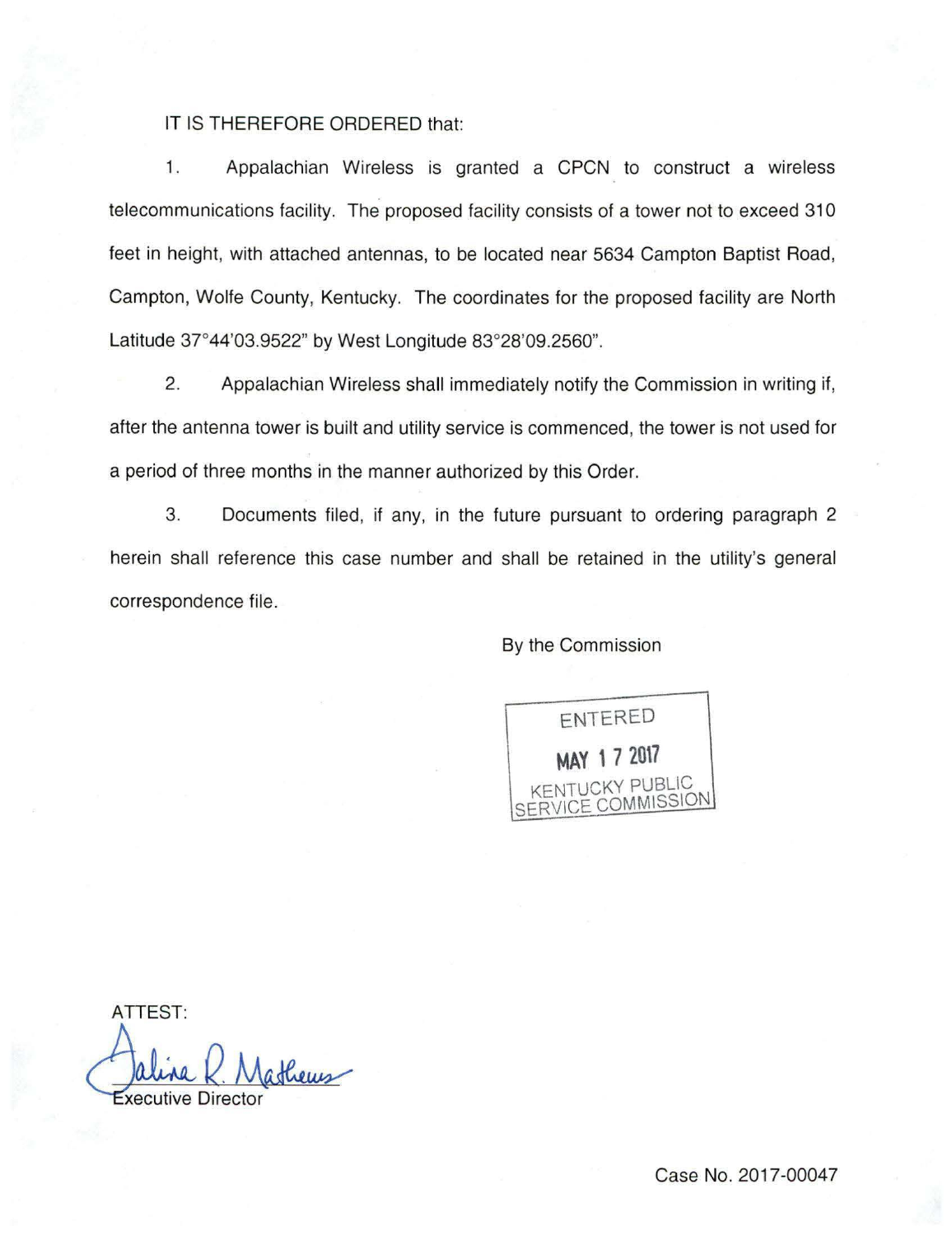IT IS THEREFORE ORDERED that:

1. Appalachian Wireless is granted a CPCN to construct a wireless telecommunications facility. The proposed facility consists of a tower not to exceed 310 feet in height, with attached antennas, to be located near 5634 Campton Baptist Road, Campton, Wolfe County, Kentucky. The coordinates for the proposed facility are North Latitude 37°44'03.9522" by West Longitude 83°28'09.2560".

2. Appalachian Wireless shall immediately notify the Commission in writing if, after the antenna tower is built and utility service is commenced, the tower is not used for a period of three months in the manner authorized by this Order.

3. Documents filed, if any, in the future pursuant to ordering paragraph 2 herein shall reference this case number and shall be retained in the utility's general correspondence file.

By the Commission

ENTERED

MAY 17 2017

KENTUCKY PUBLIC SERVICE COMMISSION

ATTEST:

Talina R. Mathews

Executive Director

Case No. 2017-00047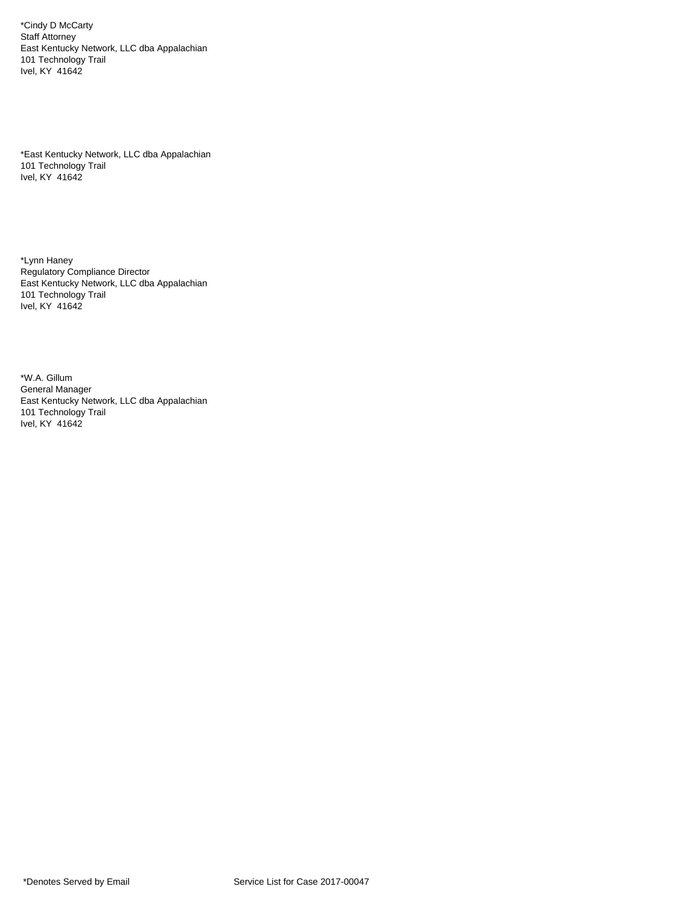*Cindy D McCarty
Staff Attorney
East Kentucky Network, LLC dba Appalachian
101 Technology Trail
Ivel, KY 41642

*East Kentucky Network, LLC dba Appalachian
101 Technology Trail
Ivel, KY 41642

*Lynn Haney
Regulatory Compliance Director
East Kentucky Network, LLC dba Appalachian
101 Technology Trail
Ivel, KY 41642

*W.A. Gillum
General Manager
East Kentucky Network, LLC dba Appalachian
101 Technology Trail
Ivel, KY 41642

*Denotes Served by Email

Service List for Case 2017-00047